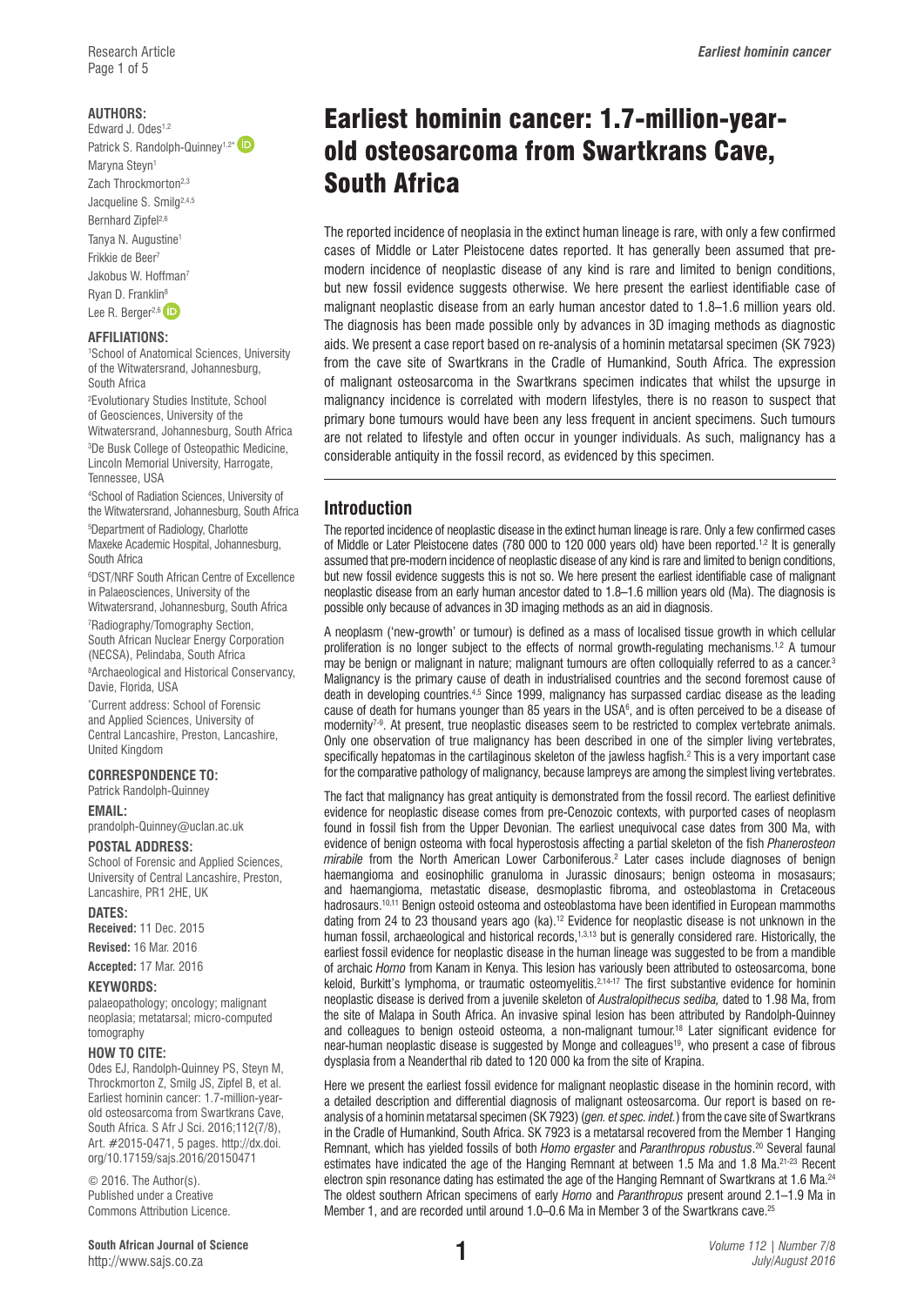# Earliest hominin cancer: 1.7-million-year-old osteosarcoma from Swartkrans Cave, South Africa

**AUTHORS:**
Edward J. Odes[1,2]
Patrick S. Randolph-Quinney[1,2*]
Maryna Steyn[1]
Zach Throckmorton[2,3]
Jacqueline S. Smilg[2,4,5]
Bernhard Zipfel[2,6]
Tanya N. Augustine[1]
Frikkie de Beer[7]
Jakobus W. Hoffman[7]
Ryan D. Franklin[8]
Lee R. Berger[2,6]

**AFFILIATIONS:**
[1]School of Anatomical Sciences, University of the Witwatersrand, Johannesburg, South Africa
[2]Evolutionary Studies Institute, School of Geosciences, University of the Witwatersrand, Johannesburg, South Africa
[3]De Busk College of Osteopathic Medicine, Lincoln Memorial University, Harrogate, Tennessee, USA
[4]School of Radiation Sciences, University of the Witwatersrand, Johannesburg, South Africa
[5]Department of Radiology, Charlotte Maxeke Academic Hospital, Johannesburg, South Africa
[6]DST/NRF South African Centre of Excellence in Palaeosciences, University of the Witwatersrand, Johannesburg, South Africa
[7]Radiography/Tomography Section, South African Nuclear Energy Corporation (NECSA), Pelindaba, South Africa
[8]Archaeological and Historical Conservancy, Davie, Florida, USA
*Current address: School of Forensic and Applied Sciences, University of Central Lancashire, Preston, Lancashire, United Kingdom

**CORRESPONDENCE TO:**
Patrick Randolph-Quinney

**EMAIL:**
prandolph-Quinney@uclan.ac.uk

**POSTAL ADDRESS:**
School of Forensic and Applied Sciences, University of Central Lancashire, Preston, Lancashire, PR1 2HE, UK

**DATES:**
**Received:** 11 Dec. 2015
**Revised:** 16 Mar. 2016
**Accepted:** 17 Mar. 2016

**KEYWORDS:**
palaeopathology; oncology; malignant neoplasia; metatarsal; micro-computed tomography

**HOW TO CITE:**
Odes EJ, Randolph-Quinney PS, Steyn M, Throckmorton Z, Smilg JS, Zipfel B, et al. Earliest hominin cancer: 1.7-million-year-old osteosarcoma from Swartkrans Cave, South Africa. S Afr J Sci. 2016;112(7/8), Art. #2015-0471, 5 pages. http://dx.doi.org/10.17159/sajs.2016/20150471

© 2016. The Author(s). Published under a Creative Commons Attribution Licence.

The reported incidence of neoplasia in the extinct human lineage is rare, with only a few confirmed cases of Middle or Later Pleistocene dates reported. It has generally been assumed that pre-modern incidence of neoplastic disease of any kind is rare and limited to benign conditions, but new fossil evidence suggests otherwise. We here present the earliest identifiable case of malignant neoplastic disease from an early human ancestor dated to 1.8–1.6 million years old. The diagnosis has been made possible only by advances in 3D imaging methods as diagnostic aids. We present a case report based on re-analysis of a hominin metatarsal specimen (SK 7923) from the cave site of Swartkrans in the Cradle of Humankind, South Africa. The expression of malignant osteosarcoma in the Swartkrans specimen indicates that whilst the upsurge in malignancy incidence is correlated with modern lifestyles, there is no reason to suspect that primary bone tumours would have been any less frequent in ancient specimens. Such tumours are not related to lifestyle and often occur in younger individuals. As such, malignancy has a considerable antiquity in the fossil record, as evidenced by this specimen.

## Introduction

The reported incidence of neoplastic disease in the extinct human lineage is rare. Only a few confirmed cases of Middle or Later Pleistocene dates (780 000 to 120 000 years old) have been reported.[1,2] It is generally assumed that pre-modern incidence of neoplastic disease of any kind is rare and limited to benign conditions, but new fossil evidence suggests this is not so. We here present the earliest identifiable case of malignant neoplastic disease from an early human ancestor dated to 1.8–1.6 million years old (Ma). The diagnosis is possible only because of advances in 3D imaging methods as an aid in diagnosis.

A neoplasm ('new-growth' or tumour) is defined as a mass of localised tissue growth in which cellular proliferation is no longer subject to the effects of normal growth-regulating mechanisms.[1,2] A tumour may be benign or malignant in nature; malignant tumours are often colloquially referred to as a cancer.[3] Malignancy is the primary cause of death in industrialised countries and the second foremost cause of death in developing countries.[4,5] Since 1999, malignancy has surpassed cardiac disease as the leading cause of death for humans younger than 85 years in the USA[6], and is often perceived to be a disease of modernity[7-9]. At present, true neoplastic diseases seem to be restricted to complex vertebrate animals. Only one observation of true malignancy has been described in one of the simpler living vertebrates, specifically hepatomas in the cartilaginous skeleton of the jawless hagfish.[2] This is a very important case for the comparative pathology of malignancy, because lampreys are among the simplest living vertebrates.

The fact that malignancy has great antiquity is demonstrated from the fossil record. The earliest definitive evidence for neoplastic disease comes from pre-Cenozoic contexts, with purported cases of neoplasm found in fossil fish from the Upper Devonian. The earliest unequivocal case dates from 300 Ma, with evidence of benign osteoma with focal hyperostosis affecting a partial skeleton of the fish *Phanerosteon mirabile* from the North American Lower Carboniferous.[2] Later cases include diagnoses of benign haemangioma and eosinophilic granuloma in Jurassic dinosaurs; benign osteoma in mosasaurs; and haemangioma, metastatic disease, desmoplastic fibroma, and osteoblastoma in Cretaceous hadrosaurs.[10,11] Benign osteoid osteoma and osteoblastoma have been identified in European mammoths dating from 24 to 23 thousand years ago (ka).[12] Evidence for neoplastic disease is not unknown in the human fossil, archaeological and historical records,[1,3,13] but is generally considered rare. Historically, the earliest fossil evidence for neoplastic disease in the human lineage was suggested to be from a mandible of archaic *Homo* from Kanam in Kenya. This lesion has variously been attributed to osteosarcoma, bone keloid, Burkitt's lymphoma, or traumatic osteomyelitis.[2,14-17] The first substantive evidence for hominin neoplastic disease is derived from a juvenile skeleton of *Australopithecus sediba,* dated to 1.98 Ma, from the site of Malapa in South Africa. An invasive spinal lesion has been attributed by Randolph-Quinney and colleagues to benign osteoid osteoma, a non-malignant tumour.[18] Later significant evidence for near-human neoplastic disease is suggested by Monge and colleagues[19], who present a case of fibrous dysplasia from a Neanderthal rib dated to 120 000 ka from the site of Krapina.

Here we present the earliest fossil evidence for malignant neoplastic disease in the hominin record, with a detailed description and differential diagnosis of malignant osteosarcoma. Our report is based on re-analysis of a hominin metatarsal specimen (SK 7923) (*gen. et spec. indet.*) from the cave site of Swartkrans in the Cradle of Humankind, South Africa. SK 7923 is a metatarsal recovered from the Member 1 Hanging Remnant, which has yielded fossils of both *Homo ergaster* and *Paranthropus robustus*.[20] Several faunal estimates have indicated the age of the Hanging Remnant at between 1.5 Ma and 1.8 Ma.[21-23] Recent electron spin resonance dating has estimated the age of the Hanging Remnant of Swartkrans at 1.6 Ma.[24] The oldest southern African specimens of early *Homo* and *Paranthropus* present around 2.1–1.9 Ma in Member 1, and are recorded until around 1.0–0.6 Ma in Member 3 of the Swartkrans cave.[25]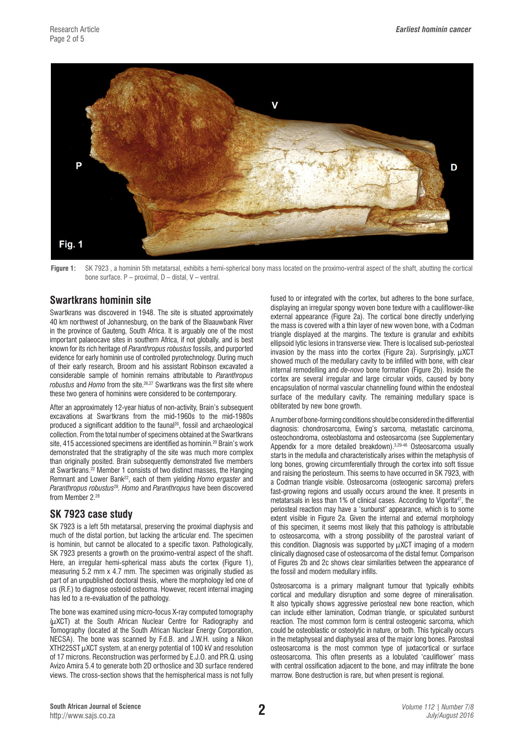Fig. 1

P

V

D

**Figure 1:** SK 7923 , a hominin 5th metatarsal, exhibits a hemi-spherical bony mass located on the proximo-ventral aspect of the shaft, abutting the cortical bone surface. P – proximal, D – distal, V – ventral.

## Swartkrans hominin site

Swartkrans was discovered in 1948. The site is situated approximately 40 km northwest of Johannesburg, on the bank of the Blaauwbank River in the province of Gauteng, South Africa. It is arguably one of the most important palaeocave sites in southern Africa, if not globally, and is best known for its rich heritage of *Paranthropus robustus* fossils, and purported evidence for early hominin use of controlled pyrotechnology. During much of their early research, Broom and his assistant Robinson excavated a considerable sample of hominin remains attributable to *Paranthropus robustus* and *Homo* from the site.[26,27] Swartkrans was the first site where these two genera of hominins were considered to be contemporary.

After an approximately 12-year hiatus of non-activity, Brain's subsequent excavations at Swartkrans from the mid-1960s to the mid-1980s produced a significant addition to the faunal[20], fossil and archaeological collection. From the total number of specimens obtained at the Swartkrans site, 415 accessioned specimens are identified as hominin.[20] Brain's work demonstrated that the stratigraphy of the site was much more complex than originally posited. Brain subsequently demonstrated five members at Swartkrans.[22] Member 1 consists of two distinct masses, the Hanging Remnant and Lower Bank[22], each of them yielding *Homo ergaster* and *Paranthropus robustus*[28]. *Homo* and *Paranthropus* have been discovered from Member 2.[28]

## SK 7923 case study

SK 7923 is a left 5th metatarsal, preserving the proximal diaphysis and much of the distal portion, but lacking the articular end. The specimen is hominin, but cannot be allocated to a specific taxon. Pathologically, SK 7923 presents a growth on the proximo-ventral aspect of the shaft. Here, an irregular hemi-spherical mass abuts the cortex (Figure 1), measuring 5.2 mm x 4.7 mm. The specimen was originally studied as part of an unpublished doctoral thesis, where the morphology led one of us (R.F.) to diagnose osteoid osteoma. However, recent internal imaging has led to a re-evaluation of the pathology.

The bone was examined using micro-focus X-ray computed tomography (μXCT) at the South African Nuclear Centre for Radiography and Tomography (located at the South African Nuclear Energy Corporation, NECSA). The bone was scanned by F.d.B. and J.W.H. using a Nikon XTH225ST μXCT system, at an energy potential of 100 kV and resolution of 17 microns. Reconstruction was performed by E.J.O. and P.R.Q. using Avizo Amira 5.4 to generate both 2D orthoslice and 3D surface rendered views. The cross-section shows that the hemispherical mass is not fully fused to or integrated with the cortex, but adheres to the bone surface, displaying an irregular spongy woven bone texture with a cauliflower-like external appearance (Figure 2a). The cortical bone directly underlying the mass is covered with a thin layer of new woven bone, with a Codman triangle displayed at the margins. The texture is granular and exhibits ellipsoid lytic lesions in transverse view. There is localised sub-periosteal invasion by the mass into the cortex (Figure 2a). Surprisingly, μXCT showed much of the medullary cavity to be infilled with bone, with clear internal remodelling and *de-novo* bone formation (Figure 2b). Inside the cortex are several irregular and large circular voids, caused by bony encapsulation of normal vascular channelling found within the endosteal surface of the medullary cavity. The remaining medullary space is obliterated by new bone growth.

A number of bone-forming conditions should be considered in the differential diagnosis: chondrosarcoma, Ewing's sarcoma, metastatic carcinoma, osteochondroma, osteoblastoma and osteosarcoma (see Supplementary Appendix for a more detailed breakdown).[3,29-46] Osteosarcoma usually starts in the medulla and characteristically arises within the metaphysis of long bones, growing circumferentially through the cortex into soft tissue and raising the periosteum. This seems to have occurred in SK 7923, with a Codman triangle visible. Osteosarcoma (osteogenic sarcoma) prefers fast-growing regions and usually occurs around the knee. It presents in metatarsals in less than 1% of clinical cases. According to Vigorita[47], the periosteal reaction may have a 'sunburst' appearance, which is to some extent visible in Figure 2a. Given the internal and external morphology of this specimen, it seems most likely that this pathology is attributable to osteosarcoma, with a strong possibility of the parosteal variant of this condition. Diagnosis was supported by μXCT imaging of a modern clinically diagnosed case of osteosarcoma of the distal femur. Comparison of Figures 2b and 2c shows clear similarities between the appearance of the fossil and modern medullary infills.

Osteosarcoma is a primary malignant tumour that typically exhibits cortical and medullary disruption and some degree of mineralisation. It also typically shows aggressive periosteal new bone reaction, which can include either lamination, Codman triangle, or spiculated sunburst reaction. The most common form is central osteogenic sarcoma, which could be osteoblastic or osteolytic in nature, or both. This typically occurs in the metaphyseal and diaphyseal area of the major long bones. Parosteal osteosarcoma is the most common type of juxtacortical or surface osteosarcoma. This often presents as a lobulated 'cauliflower' mass with central ossification adjacent to the bone, and may infiltrate the bone marrow. Bone destruction is rare, but when present is regional.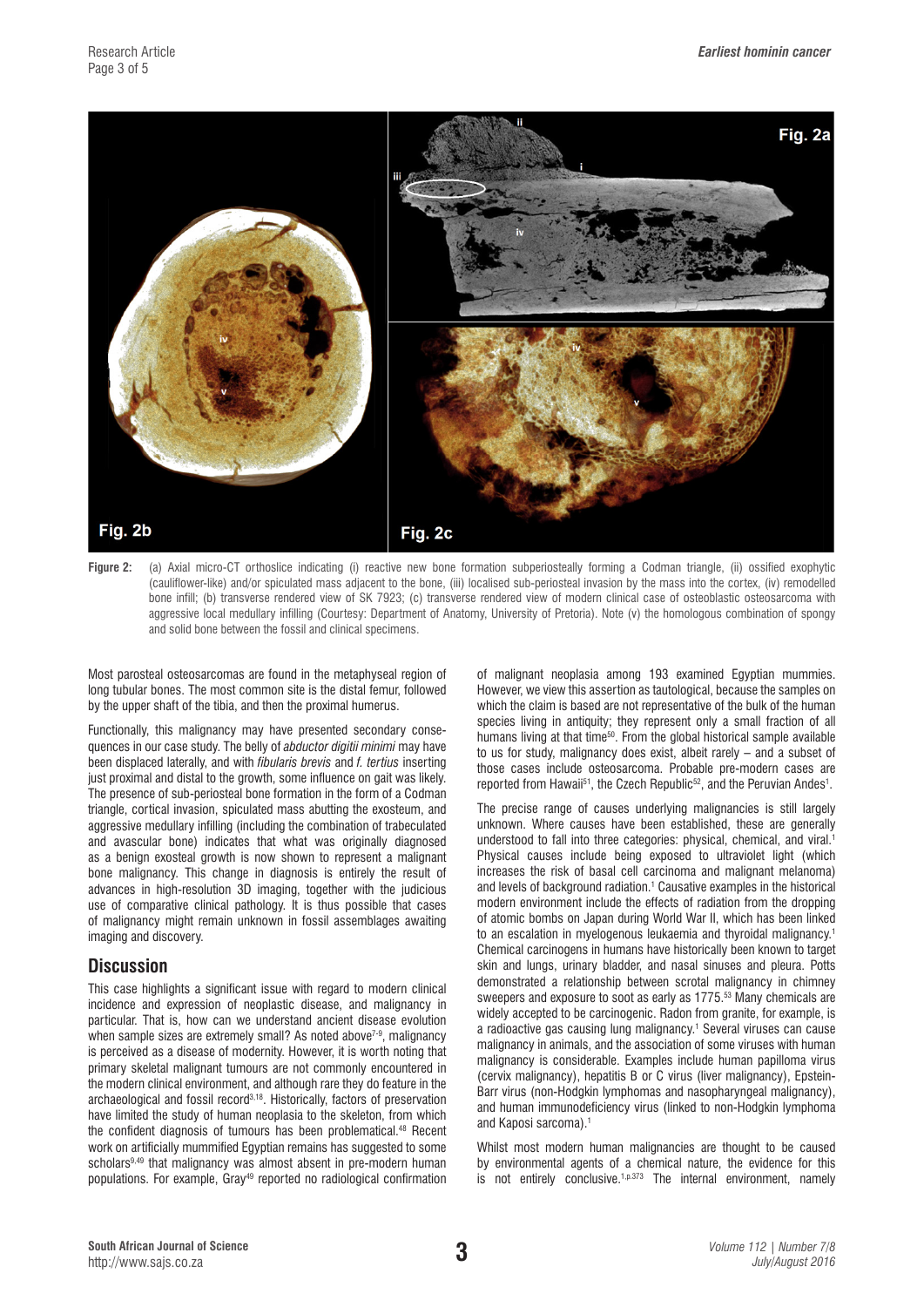Figure 2: (a) Axial micro-CT orthoslice indicating (i) reactive new bone formation subperiosteally forming a Codman triangle, (ii) ossified exophytic (cauliflower-like) and/or spiculated mass adjacent to the bone, (iii) localised sub-periosteal invasion by the mass into the cortex, (iv) remodelled bone infill; (b) transverse rendered view of SK 7923; (c) transverse rendered view of modern clinical case of osteoblastic osteosarcoma with aggressive local medullary infilling (Courtesy: Department of Anatomy, University of Pretoria). Note (v) the homologous combination of spongy and solid bone between the fossil and clinical specimens.

Most parosteal osteosarcomas are found in the metaphyseal region of long tubular bones. The most common site is the distal femur, followed by the upper shaft of the tibia, and then the proximal humerus.

Functionally, this malignancy may have presented secondary consequences in our case study. The belly of *abductor digitii minimi* may have been displaced laterally, and with *fibularis brevis* and *f. tertius* inserting just proximal and distal to the growth, some influence on gait was likely. The presence of sub-periosteal bone formation in the form of a Codman triangle, cortical invasion, spiculated mass abutting the exosteum, and aggressive medullary infilling (including the combination of trabeculated and avascular bone) indicates that what was originally diagnosed as a benign exosteal growth is now shown to represent a malignant bone malignancy. This change in diagnosis is entirely the result of advances in high-resolution 3D imaging, together with the judicious use of comparative clinical pathology. It is thus possible that cases of malignancy might remain unknown in fossil assemblages awaiting imaging and discovery.

## Discussion

This case highlights a significant issue with regard to modern clinical incidence and expression of neoplastic disease, and malignancy in particular. That is, how can we understand ancient disease evolution when sample sizes are extremely small? As noted above[7-9], malignancy is perceived as a disease of modernity. However, it is worth noting that primary skeletal malignant tumours are not commonly encountered in the modern clinical environment, and although rare they do feature in the archaeological and fossil record[3,18]. Historically, factors of preservation have limited the study of human neoplasia to the skeleton, from which the confident diagnosis of tumours has been problematical.[48] Recent work on artificially mummified Egyptian remains has suggested to some scholars[9,49] that malignancy was almost absent in pre-modern human populations. For example, Gray[49] reported no radiological confirmation of malignant neoplasia among 193 examined Egyptian mummies. However, we view this assertion as tautological, because the samples on which the claim is based are not representative of the bulk of the human species living in antiquity; they represent only a small fraction of all humans living at that time[50]. From the global historical sample available to us for study, malignancy does exist, albeit rarely – and a subset of those cases include osteosarcoma. Probable pre-modern cases are reported from Hawaii[51], the Czech Republic[52], and the Peruvian Andes[1].

The precise range of causes underlying malignancies is still largely unknown. Where causes have been established, these are generally understood to fall into three categories: physical, chemical, and viral.[1] Physical causes include being exposed to ultraviolet light (which increases the risk of basal cell carcinoma and malignant melanoma) and levels of background radiation.[1] Causative examples in the historical modern environment include the effects of radiation from the dropping of atomic bombs on Japan during World War II, which has been linked to an escalation in myelogenous leukaemia and thyroidal malignancy.[1] Chemical carcinogens in humans have historically been known to target skin and lungs, urinary bladder, and nasal sinuses and pleura. Potts demonstrated a relationship between scrotal malignancy in chimney sweepers and exposure to soot as early as 1775.[53] Many chemicals are widely accepted to be carcinogenic. Radon from granite, for example, is a radioactive gas causing lung malignancy.[1] Several viruses can cause malignancy in animals, and the association of some viruses with human malignancy is considerable. Examples include human papilloma virus (cervix malignancy), hepatitis B or C virus (liver malignancy), Epstein-Barr virus (non-Hodgkin lymphomas and nasopharyngeal malignancy), and human immunodeficiency virus (linked to non-Hodgkin lymphoma and Kaposi sarcoma).[1]

Whilst most modern human malignancies are thought to be caused by environmental agents of a chemical nature, the evidence for this is not entirely conclusive.[1,p.373] The internal environment, namely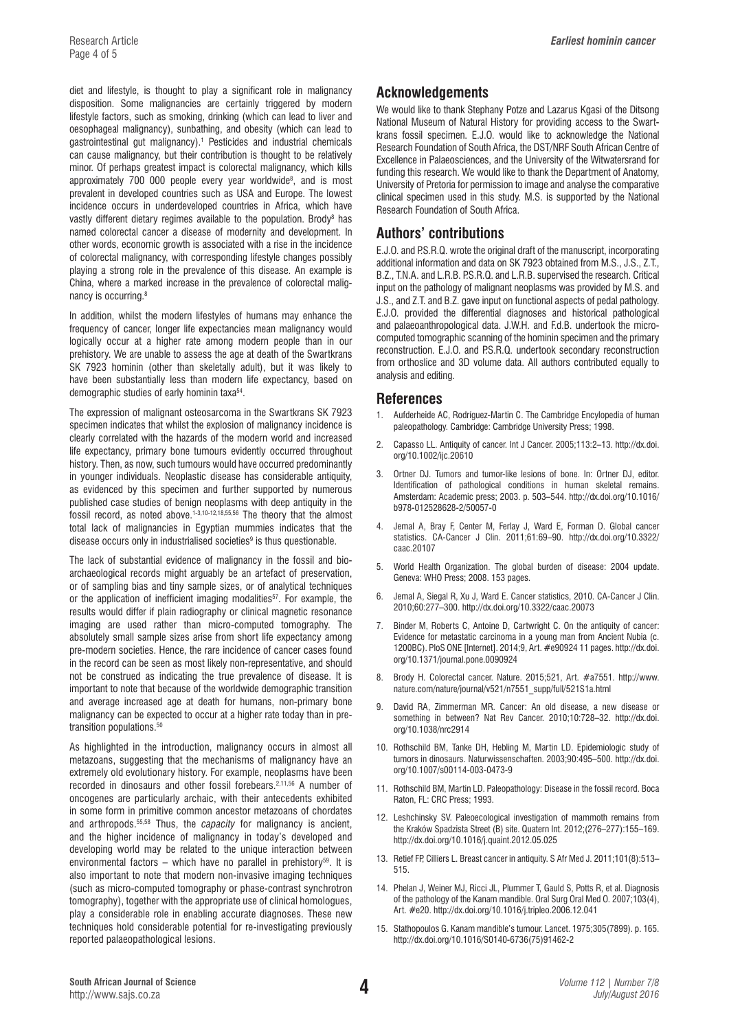diet and lifestyle, is thought to play a significant role in malignancy disposition. Some malignancies are certainly triggered by modern lifestyle factors, such as smoking, drinking (which can lead to liver and oesophageal malignancy), sunbathing, and obesity (which can lead to gastrointestinal gut malignancy).[1] Pesticides and industrial chemicals can cause malignancy, but their contribution is thought to be relatively minor. Of perhaps greatest impact is colorectal malignancy, which kills approximately 700 000 people every year worldwide[8], and is most prevalent in developed countries such as USA and Europe. The lowest incidence occurs in underdeveloped countries in Africa, which have vastly different dietary regimes available to the population. Brody[8] has named colorectal cancer a disease of modernity and development. In other words, economic growth is associated with a rise in the incidence of colorectal malignancy, with corresponding lifestyle changes possibly playing a strong role in the prevalence of this disease. An example is China, where a marked increase in the prevalence of colorectal malignancy is occurring.[8]

In addition, whilst the modern lifestyles of humans may enhance the frequency of cancer, longer life expectancies mean malignancy would logically occur at a higher rate among modern people than in our prehistory. We are unable to assess the age at death of the Swartkrans SK 7923 hominin (other than skeletally adult), but it was likely to have been substantially less than modern life expectancy, based on demographic studies of early hominin taxa[54].

The expression of malignant osteosarcoma in the Swartkrans SK 7923 specimen indicates that whilst the explosion of malignancy incidence is clearly correlated with the hazards of the modern world and increased life expectancy, primary bone tumours evidently occurred throughout history. Then, as now, such tumours would have occurred predominantly in younger individuals. Neoplastic disease has considerable antiquity, as evidenced by this specimen and further supported by numerous published case studies of benign neoplasms with deep antiquity in the fossil record, as noted above.[1-3,10-12,18,55,56] The theory that the almost total lack of malignancies in Egyptian mummies indicates that the disease occurs only in industrialised societies[9] is thus questionable.

The lack of substantial evidence of malignancy in the fossil and bioarchaeological records might arguably be an artefact of preservation, or of sampling bias and tiny sample sizes, or of analytical techniques or the application of inefficient imaging modalities[57]. For example, the results would differ if plain radiography or clinical magnetic resonance imaging are used rather than micro-computed tomography. The absolutely small sample sizes arise from short life expectancy among pre-modern societies. Hence, the rare incidence of cancer cases found in the record can be seen as most likely non-representative, and should not be construed as indicating the true prevalence of disease. It is important to note that because of the worldwide demographic transition and average increased age at death for humans, non-primary bone malignancy can be expected to occur at a higher rate today than in pre-transition populations.[50]

As highlighted in the introduction, malignancy occurs in almost all metazoans, suggesting that the mechanisms of malignancy have an extremely old evolutionary history. For example, neoplasms have been recorded in dinosaurs and other fossil forebears.[2,11,56] A number of oncogenes are particularly archaic, with their antecedents exhibited in some form in primitive common ancestor metazoans of chordates and arthropods.[55,58] Thus, the *capacity* for malignancy is ancient, and the higher incidence of malignancy in today's developed and developing world may be related to the unique interaction between environmental factors – which have no parallel in prehistory[59]. It is also important to note that modern non-invasive imaging techniques (such as micro-computed tomography or phase-contrast synchrotron tomography), together with the appropriate use of clinical homologues, play a considerable role in enabling accurate diagnoses. These new techniques hold considerable potential for re-investigating previously reported palaeopathological lesions.

## Acknowledgements

We would like to thank Stephany Potze and Lazarus Kgasi of the Ditsong National Museum of Natural History for providing access to the Swartkrans fossil specimen. E.J.O. would like to acknowledge the National Research Foundation of South Africa, the DST/NRF South African Centre of Excellence in Palaeosciences, and the University of the Witwatersrand for funding this research. We would like to thank the Department of Anatomy, University of Pretoria for permission to image and analyse the comparative clinical specimen used in this study. M.S. is supported by the National Research Foundation of South Africa.

## Authors' contributions

E.J.O. and P.S.R.Q. wrote the original draft of the manuscript, incorporating additional information and data on SK 7923 obtained from M.S., J.S., Z.T., B.Z., T.N.A. and L.R.B. P.S.R.Q. and L.R.B. supervised the research. Critical input on the pathology of malignant neoplasms was provided by M.S. and J.S., and Z.T. and B.Z. gave input on functional aspects of pedal pathology. E.J.O. provided the differential diagnoses and historical pathological and palaeoanthropological data. J.W.H. and F.d.B. undertook the micro-computed tomographic scanning of the hominin specimen and the primary reconstruction. E.J.O. and P.S.R.Q. undertook secondary reconstruction from orthoslice and 3D volume data. All authors contributed equally to analysis and editing.

## References

1. Aufderheide AC, Rodríguez-Martín C. The Cambridge Encylopedia of human paleopathology. Cambridge: Cambridge University Press; 1998.
2. Capasso LL. Antiquity of cancer. Int J Cancer. 2005;113:2–13. http://dx.doi.org/10.1002/ijc.20610
3. Ortner DJ. Tumors and tumor-like lesions of bone. In: Ortner DJ, editor. Identification of pathological conditions in human skeletal remains. Amsterdam: Academic press; 2003. p. 503–544. http://dx.doi.org/10.1016/b978-012528628-2/50057-0
4. Jemal A, Bray F, Center M, Ferlay J, Ward E, Forman D. Global cancer statistics. CA-Cancer J Clin. 2011;61:69–90. http://dx.doi.org/10.3322/caac.20107
5. World Health Organization. The global burden of disease: 2004 update. Geneva: WHO Press; 2008. 153 pages.
6. Jemal A, Siegal R, Xu J, Ward E. Cancer statistics, 2010. CA-Cancer J Clin. 2010;60:277–300. http://dx.doi.org/10.3322/caac.20073
7. Binder M, Roberts C, Antoine D, Cartwright C. On the antiquity of cancer: Evidence for metastatic carcinoma in a young man from Ancient Nubia (c. 1200BC). PloS ONE [Internet]. 2014;9, Art. #e90924 11 pages. http://dx.doi.org/10.1371/journal.pone.0090924
8. Brody H. Colorectal cancer. Nature. 2015;521, Art. #a7551. http://www.nature.com/nature/journal/v521/n7551_supp/full/521S1a.html
9. David RA, Zimmerman MR. Cancer: An old disease, a new disease or something in between? Nat Rev Cancer. 2010;10:728–32. http://dx.doi.org/10.1038/nrc2914
10. Rothschild BM, Tanke DH, Hebling M, Martin LD. Epidemiologic study of tumors in dinosaurs. Naturwissenschaften. 2003;90:495–500. http://dx.doi.org/10.1007/s00114-003-0473-9
11. Rothschild BM, Martin LD. Paleopathology: Disease in the fossil record. Boca Raton, FL: CRC Press; 1993.
12. Leshchinsky SV. Paleoecological investigation of mammoth remains from the Kraków Spadzista Street (B) site. Quatern Int. 2012;(276–277):155–169. http://dx.doi.org/10.1016/j.quaint.2012.05.025
13. Retief FP, Cilliers L. Breast cancer in antiquity. S Afr Med J. 2011;101(8):513–515.
14. Phelan J, Weiner MJ, Ricci JL, Plummer T, Gauld S, Potts R, et al. Diagnosis of the pathology of the Kanam mandible. Oral Surg Oral Med O. 2007;103(4), Art. #e20. http://dx.doi.org/10.1016/j.tripleo.2006.12.041
15. Stathopoulos G. Kanam mandible's tumour. Lancet. 1975;305(7899). p. 165. http://dx.doi.org/10.1016/S0140-6736(75)91462-2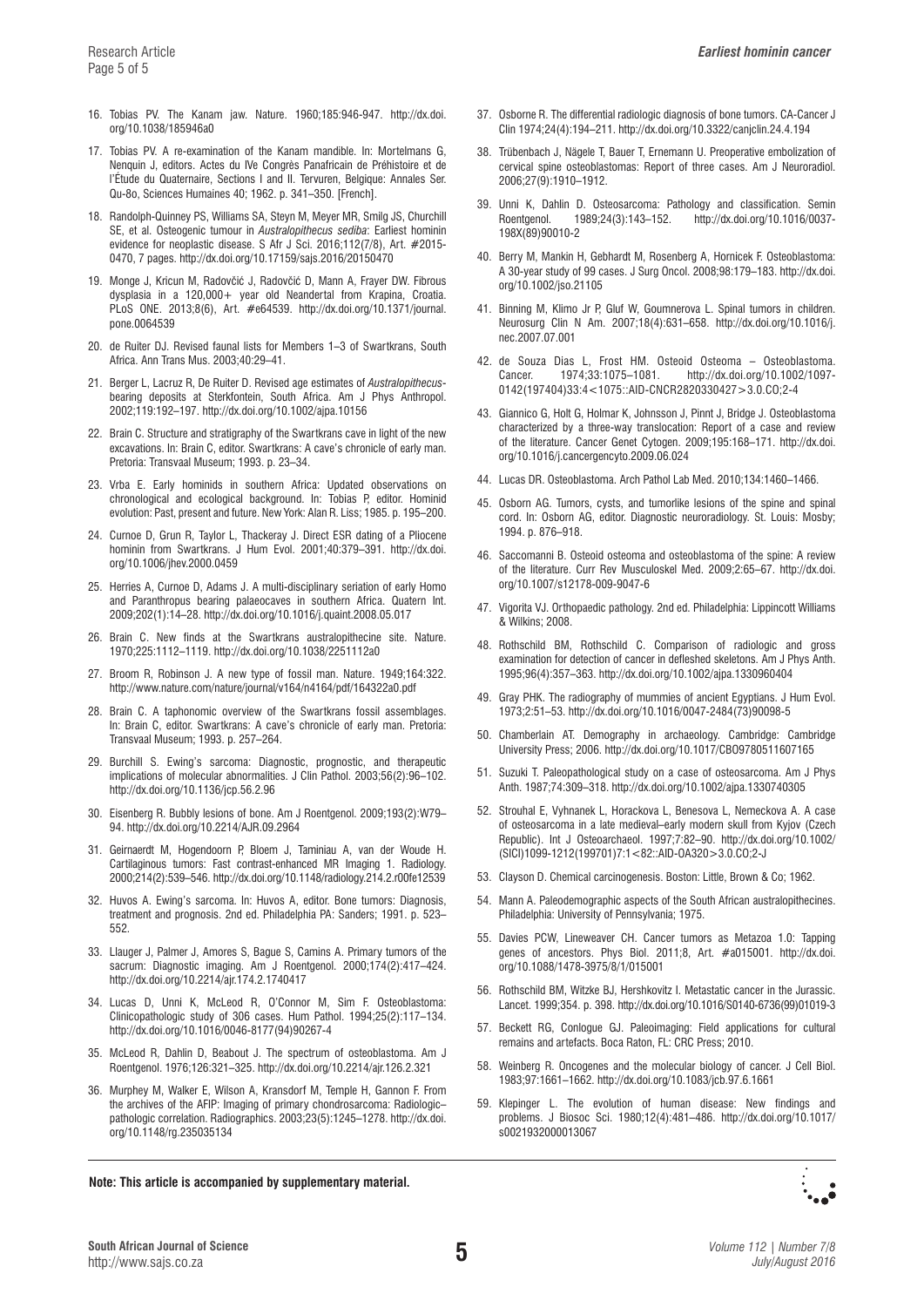16. Tobias PV. The Kanam jaw. Nature. 1960;185:946-947. http://dx.doi.org/10.1038/185946a0

17. Tobias PV. A re-examination of the Kanam mandible. In: Mortelmans G, Nenquin J, editors. Actes du IVe Congrès Panafricain de Préhistoire et de l'Étude du Quaternaire, Sections I and II. Tervuren, Belgique: Annales Ser. Qu-8o, Sciences Humaines 40; 1962. p. 341–350. [French].

18. Randolph-Quinney PS, Williams SA, Steyn M, Meyer MR, Smilg JS, Churchill SE, et al. Osteogenic tumour in *Australopithecus sediba*: Earliest hominin evidence for neoplastic disease. S Afr J Sci. 2016;112(7/8), Art. #2015-0470, 7 pages. http://dx.doi.org/10.17159/sajs.2016/20150470

19. Monge J, Kricun M, Radovčić J, Radovčić D, Mann A, Frayer DW. Fibrous dysplasia in a 120,000+ year old Neandertal from Krapina, Croatia. PLoS ONE. 2013;8(6), Art. #e64539. http://dx.doi.org/10.1371/journal.pone.0064539

20. de Ruiter DJ. Revised faunal lists for Members 1–3 of Swartkrans, South Africa. Ann Trans Mus. 2003;40:29–41.

21. Berger L, Lacruz R, De Ruiter D. Revised age estimates of *Australopithecus*-bearing deposits at Sterkfontein, South Africa. Am J Phys Anthropol. 2002;119:192–197. http://dx.doi.org/10.1002/ajpa.10156

22. Brain C. Structure and stratigraphy of the Swartkrans cave in light of the new excavations. In: Brain C, editor. Swartkrans: A cave's chronicle of early man. Pretoria: Transvaal Museum; 1993. p. 23–34.

23. Vrba E. Early hominids in southern Africa: Updated observations on chronological and ecological background. In: Tobias P, editor. Hominid evolution: Past, present and future. New York: Alan R. Liss; 1985. p. 195–200.

24. Curnoe D, Grun R, Taylor L, Thackeray J. Direct ESR dating of a Pliocene hominin from Swartkrans. J Hum Evol. 2001;40:379–391. http://dx.doi.org/10.1006/jhev.2000.0459

25. Herries A, Curnoe D, Adams J. A multi-disciplinary seriation of early Homo and Paranthropus bearing palaeocaves in southern Africa. Quatern Int. 2009;202(1):14–28. http://dx.doi.org/10.1016/j.quaint.2008.05.017

26. Brain C. New finds at the Swartkrans australopithecine site. Nature. 1970;225:1112–1119. http://dx.doi.org/10.1038/2251112a0

27. Broom R, Robinson J. A new type of fossil man. Nature. 1949;164:322. http://www.nature.com/nature/journal/v164/n4164/pdf/164322a0.pdf

28. Brain C. A taphonomic overview of the Swartkrans fossil assemblages. In: Brain C, editor. Swartkrans: A cave's chronicle of early man. Pretoria: Transvaal Museum; 1993. p. 257–264.

29. Burchill S. Ewing's sarcoma: Diagnostic, prognostic, and therapeutic implications of molecular abnormalities. J Clin Pathol. 2003;56(2):96–102. http://dx.doi.org/10.1136/jcp.56.2.96

30. Eisenberg R. Bubbly lesions of bone. Am J Roentgenol. 2009;193(2):W79–94. http://dx.doi.org/10.2214/AJR.09.2964

31. Geirnaerdt M, Hogendoorn P, Bloem J, Taminiau A, van der Woude H. Cartilaginous tumors: Fast contrast-enhanced MR Imaging 1. Radiology. 2000;214(2):539–546. http://dx.doi.org/10.1148/radiology.214.2.r00fe12539

32. Huvos A. Ewing's sarcoma. In: Huvos A, editor. Bone tumors: Diagnosis, treatment and prognosis. 2nd ed. Philadelphia PA: Sanders; 1991. p. 523–552.

33. Llauger J, Palmer J, Amores S, Bague S, Camins A. Primary tumors of the sacrum: Diagnostic imaging. Am J Roentgenol. 2000;174(2):417–424. http://dx.doi.org/10.2214/ajr.174.2.1740417

34. Lucas D, Unni K, McLeod R, O'Connor M, Sim F. Osteoblastoma: Clinicopathologic study of 306 cases. Hum Pathol. 1994;25(2):117–134. http://dx.doi.org/10.1016/0046-8177(94)90267-4

35. McLeod R, Dahlin D, Beabout J. The spectrum of osteoblastoma. Am J Roentgenol. 1976;126:321–325. http://dx.doi.org/10.2214/ajr.126.2.321

36. Murphey M, Walker E, Wilson A, Kransdorf M, Temple H, Gannon F. From the archives of the AFIP: Imaging of primary chondrosarcoma: Radiologic–pathologic correlation. Radiographics. 2003;23(5):1245–1278. http://dx.doi.org/10.1148/rg.235035134

37. Osborne R. The differential radiologic diagnosis of bone tumors. CA-Cancer J Clin 1974;24(4):194–211. http://dx.doi.org/10.3322/canjclin.24.4.194

38. Trübenbach J, Nägele T, Bauer T, Ernemann U. Preoperative embolization of cervical spine osteoblastomas: Report of three cases. Am J Neuroradiol. 2006;27(9):1910–1912.

39. Unni K, Dahlin D. Osteosarcoma: Pathology and classification. Semin Roentgenol. 1989;24(3):143–152. http://dx.doi.org/10.1016/0037-198X(89)90010-2

40. Berry M, Mankin H, Gebhardt M, Rosenberg A, Hornicek F. Osteoblastoma: A 30-year study of 99 cases. J Surg Oncol. 2008;98:179–183. http://dx.doi.org/10.1002/jso.21105

41. Binning M, Klimo Jr P, Gluf W, Goumnerova L. Spinal tumors in children. Neurosurg Clin N Am. 2007;18(4):631–658. http://dx.doi.org/10.1016/j.nec.2007.07.001

42. de Souza Dias L, Frost HM. Osteoid Osteoma – Osteoblastoma. Cancer. 1974;33:1075–1081. http://dx.doi.org/10.1002/1097-0142(197404)33:4<1075::AID-CNCR2820330427>3.0.CO;2-4

43. Giannico G, Holt G, Holmar K, Johnsson J, Pinnt J, Bridge J. Osteoblastoma characterized by a three-way translocation: Report of a case and review of the literature. Cancer Genet Cytogen. 2009;195:168–171. http://dx.doi.org/10.1016/j.cancergencyto.2009.06.024

44. Lucas DR. Osteoblastoma. Arch Pathol Lab Med. 2010;134:1460–1466.

45. Osborn AG. Tumors, cysts, and tumorlike lesions of the spine and spinal cord. In: Osborn AG, editor. Diagnostic neuroradiology. St. Louis: Mosby; 1994. p. 876–918.

46. Saccomanni B. Osteoid osteoma and osteoblastoma of the spine: A review of the literature. Curr Rev Musculoskel Med. 2009;2:65–67. http://dx.doi.org/10.1007/s12178-009-9047-6

47. Vigorita VJ. Orthopaedic pathology. 2nd ed. Philadelphia: Lippincott Williams & Wilkins; 2008.

48. Rothschild BM, Rothschild C. Comparison of radiologic and gross examination for detection of cancer in defleshed skeletons. Am J Phys Anth. 1995;96(4):357–363. http://dx.doi.org/10.1002/ajpa.1330960404

49. Gray PHK. The radiography of mummies of ancient Egyptians. J Hum Evol. 1973;2:51–53. http://dx.doi.org/10.1016/0047-2484(73)90098-5

50. Chamberlain AT. Demography in archaeology. Cambridge: Cambridge University Press; 2006. http://dx.doi.org/10.1017/CBO9780511607165

51. Suzuki T. Paleopathological study on a case of osteosarcoma. Am J Phys Anth. 1987;74:309–318. http://dx.doi.org/10.1002/ajpa.1330740305

52. Strouhal E, Vyhnanek L, Horackova L, Benesova L, Nemeckova A. A case of osteosarcoma in a late medieval–early modern skull from Kyjov (Czech Republic). Int J Osteoarchaeol. 1997;7:82–90. http://dx.doi.org/10.1002/(SICI)1099-1212(199701)7:1<82::AID-OA320>3.0.CO;2-J

53. Clayson D. Chemical carcinogenesis. Boston: Little, Brown & Co; 1962.

54. Mann A. Paleodemographic aspects of the South African australopithecines. Philadelphia: University of Pennsylvania; 1975.

55. Davies PCW, Lineweaver CH. Cancer tumors as Metazoa 1.0: Tapping genes of ancestors. Phys Biol. 2011;8, Art. #a015001. http://dx.doi.org/10.1088/1478-3975/8/1/015001

56. Rothschild BM, Witzke BJ, Hershkovitz I. Metastatic cancer in the Jurassic. Lancet. 1999;354. p. 398. http://dx.doi.org/10.1016/S0140-6736(99)01019-3

57. Beckett RG, Conlogue GJ. Paleoimaging: Field applications for cultural remains and artefacts. Boca Raton, FL: CRC Press; 2010.

58. Weinberg R. Oncogenes and the molecular biology of cancer. J Cell Biol. 1983;97:1661–1662. http://dx.doi.org/10.1083/jcb.97.6.1661

59. Klepinger L. The evolution of human disease: New findings and problems. J Biosoc Sci. 1980;12(4):481–486. http://dx.doi.org/10.1017/s0021932000013067

**Note: This article is accompanied by supplementary material.**